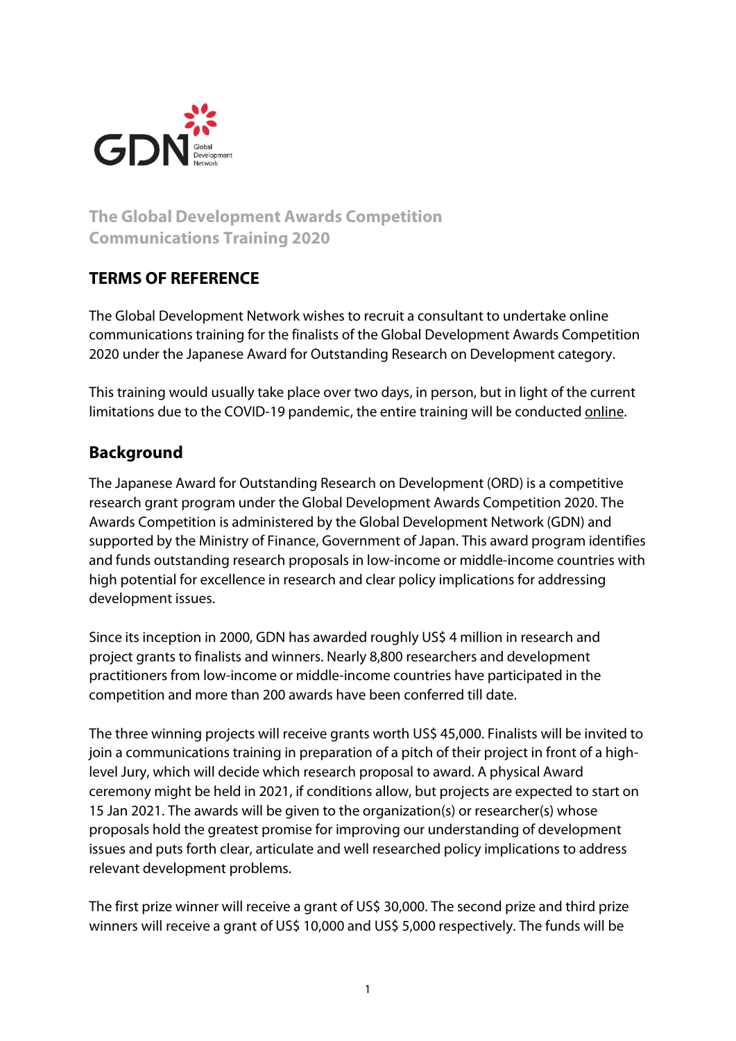## The Global Development Awards Competition Communications Training 2020

## TERMS OF REFERENCE

The Global Development Network wishes to recruit a consultant to undertake online communications training for the finalists of the Global Development Awards Competition 2020 under the Japanese Award for Outstanding Research on Development category.

This training would usually take place over two days, in person, but in light of the current limitations due to the COVID-19 pandemic, the entire training will be conducted online.

## Background

The Japanese Award for Outstanding Research on Development (ORD) is a competitive research grant program under the Global Development Awards Competition 2020. The Awards Competition is administered by the Global Development Network (GDN) and supported by the Ministry of Finance, Government of Japan. This award program identifies and funds outstanding research proposals in low-income or middle-income countries with high potential for excellence in research and clear policy implications for addressing development issues.

Since its inception in 2000, GDN has awarded roughly US$ 4 million in research and project grants to finalists and winners. Nearly 8,800 researchers and development practitioners from low-income or middle-income countries have participated in the competition and more than 200 awards have been conferred till date.

The three winning projects will receive grants worth US$ 45,000. Finalists will be invited to join a communications training in preparation of a pitch of their project in front of a high-level Jury, which will decide which research proposal to award. A physical Award ceremony might be held in 2021, if conditions allow, but projects are expected to start on 15 Jan 2021. The awards will be given to the organization(s) or researcher(s) whose proposals hold the greatest promise for improving our understanding of development issues and puts forth clear, articulate and well researched policy implications to address relevant development problems.

The first prize winner will receive a grant of US$ 30,000. The second prize and third prize winners will receive a grant of US$ 10,000 and US$ 5,000 respectively. The funds will be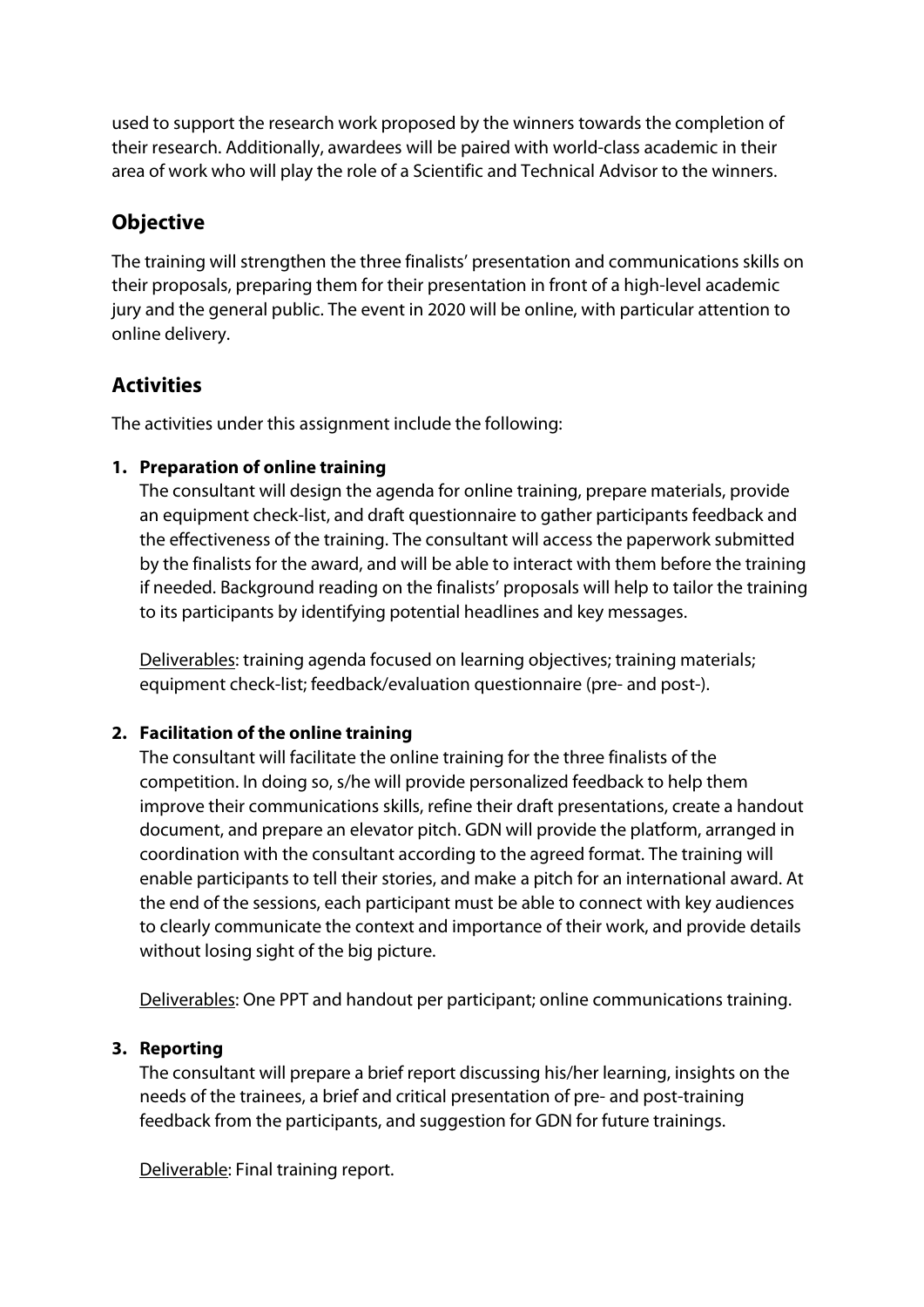used to support the research work proposed by the winners towards the completion of their research. Additionally, awardees will be paired with world-class academic in their area of work who will play the role of a Scientific and Technical Advisor to the winners.

## Objective

The training will strengthen the three finalists' presentation and communications skills on their proposals, preparing them for their presentation in front of a high-level academic jury and the general public. The event in 2020 will be online, with particular attention to online delivery.

## Activities

The activities under this assignment include the following:

1. **Preparation of online training**
   The consultant will design the agenda for online training, prepare materials, provide an equipment check-list, and draft questionnaire to gather participants feedback and the effectiveness of the training. The consultant will access the paperwork submitted by the finalists for the award, and will be able to interact with them before the training if needed. Background reading on the finalists' proposals will help to tailor the training to its participants by identifying potential headlines and key messages.

   Deliverables: training agenda focused on learning objectives; training materials; equipment check-list; feedback/evaluation questionnaire (pre- and post-).

2. **Facilitation of the online training**
   The consultant will facilitate the online training for the three finalists of the competition. In doing so, s/he will provide personalized feedback to help them improve their communications skills, refine their draft presentations, create a handout document, and prepare an elevator pitch. GDN will provide the platform, arranged in coordination with the consultant according to the agreed format. The training will enable participants to tell their stories, and make a pitch for an international award. At the end of the sessions, each participant must be able to connect with key audiences to clearly communicate the context and importance of their work, and provide details without losing sight of the big picture.

   Deliverables: One PPT and handout per participant; online communications training.

3. **Reporting**
   The consultant will prepare a brief report discussing his/her learning, insights on the needs of the trainees, a brief and critical presentation of pre- and post-training feedback from the participants, and suggestion for GDN for future trainings.

   Deliverable: Final training report.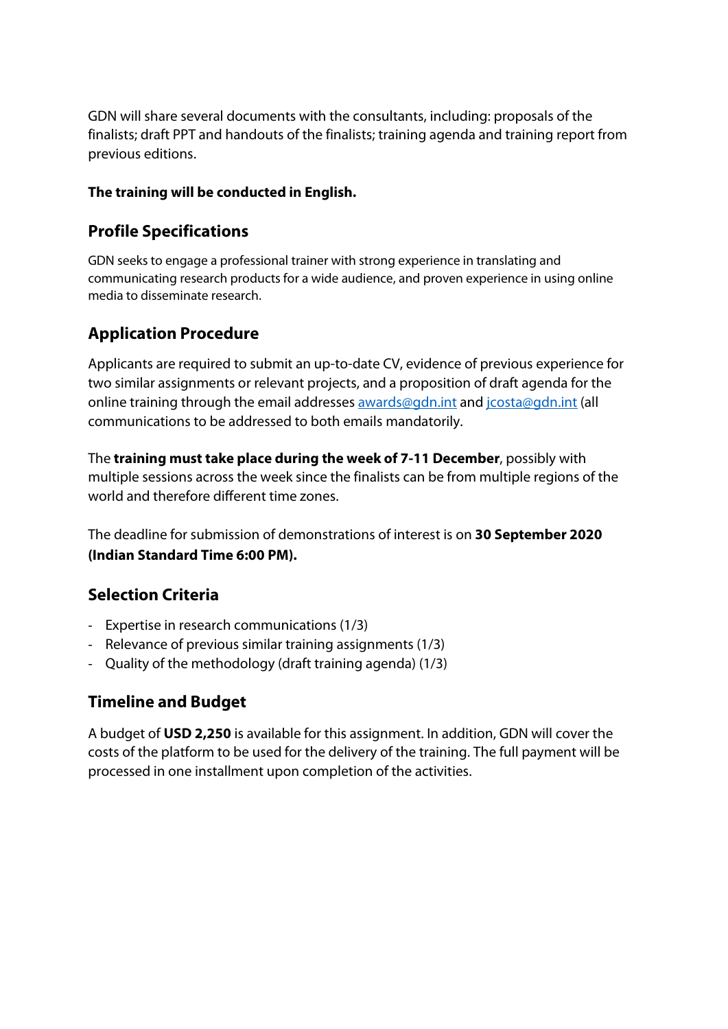GDN will share several documents with the consultants, including: proposals of the finalists; draft PPT and handouts of the finalists; training agenda and training report from previous editions.

**The training will be conducted in English.**

## Profile Specifications

GDN seeks to engage a professional trainer with strong experience in translating and communicating research products for a wide audience, and proven experience in using online media to disseminate research.

## Application Procedure

Applicants are required to submit an up-to-date CV, evidence of previous experience for two similar assignments or relevant projects, and a proposition of draft agenda for the online training through the email addresses [awards@gdn.int](mailto:awards@gdn.int) and [jcosta@gdn.int](mailto:jcosta@gdn.int) (all communications to be addressed to both emails mandatorily.

The **training must take place during the week of 7-11 December**, possibly with multiple sessions across the week since the finalists can be from multiple regions of the world and therefore different time zones.

The deadline for submission of demonstrations of interest is on **30 September 2020 (Indian Standard Time 6:00 PM).**

## Selection Criteria

- Expertise in research communications (1/3)
- Relevance of previous similar training assignments (1/3)
- Quality of the methodology (draft training agenda) (1/3)

## Timeline and Budget

A budget of **USD 2,250** is available for this assignment. In addition, GDN will cover the costs of the platform to be used for the delivery of the training. The full payment will be processed in one installment upon completion of the activities.